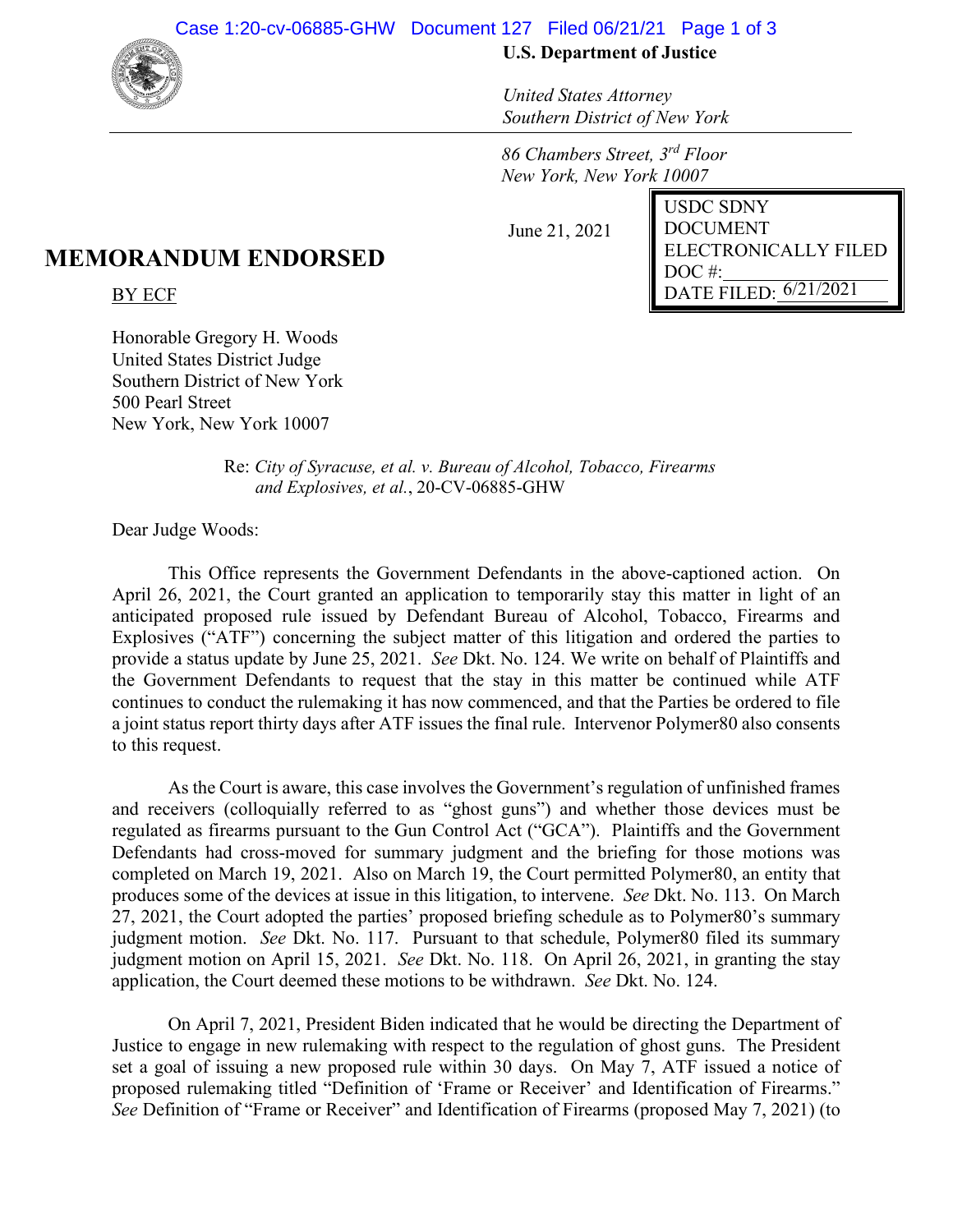**U.S. Department of Justice**

*United States Attorney*
*Southern District of New York*

*86 Chambers Street, 3rd Floor*
*New York, New York 10007*

June 21, 2021

USDC SDNY
DOCUMENT
ELECTRONICALLY FILED
DOC #:
DATE FILED: 6/21/2021

# MEMORANDUM ENDORSED

BY ECF

Honorable Gregory H. Woods
United States District Judge
Southern District of New York
500 Pearl Street
New York, New York 10007

Re: *City of Syracuse, et al. v. Bureau of Alcohol, Tobacco, Firearms and Explosives, et al.*, 20-CV-06885-GHW

Dear Judge Woods:

This Office represents the Government Defendants in the above-captioned action. On April 26, 2021, the Court granted an application to temporarily stay this matter in light of an anticipated proposed rule issued by Defendant Bureau of Alcohol, Tobacco, Firearms and Explosives ("ATF") concerning the subject matter of this litigation and ordered the parties to provide a status update by June 25, 2021. *See* Dkt. No. 124. We write on behalf of Plaintiffs and the Government Defendants to request that the stay in this matter be continued while ATF continues to conduct the rulemaking it has now commenced, and that the Parties be ordered to file a joint status report thirty days after ATF issues the final rule. Intervenor Polymer80 also consents to this request.

As the Court is aware, this case involves the Government's regulation of unfinished frames and receivers (colloquially referred to as "ghost guns") and whether those devices must be regulated as firearms pursuant to the Gun Control Act ("GCA"). Plaintiffs and the Government Defendants had cross-moved for summary judgment and the briefing for those motions was completed on March 19, 2021. Also on March 19, the Court permitted Polymer80, an entity that produces some of the devices at issue in this litigation, to intervene. *See* Dkt. No. 113. On March 27, 2021, the Court adopted the parties' proposed briefing schedule as to Polymer80's summary judgment motion. *See* Dkt. No. 117. Pursuant to that schedule, Polymer80 filed its summary judgment motion on April 15, 2021. *See* Dkt. No. 118. On April 26, 2021, in granting the stay application, the Court deemed these motions to be withdrawn. *See* Dkt. No. 124.

On April 7, 2021, President Biden indicated that he would be directing the Department of Justice to engage in new rulemaking with respect to the regulation of ghost guns. The President set a goal of issuing a new proposed rule within 30 days. On May 7, ATF issued a notice of proposed rulemaking titled "Definition of 'Frame or Receiver' and Identification of Firearms." *See* Definition of "Frame or Receiver" and Identification of Firearms (proposed May 7, 2021) (to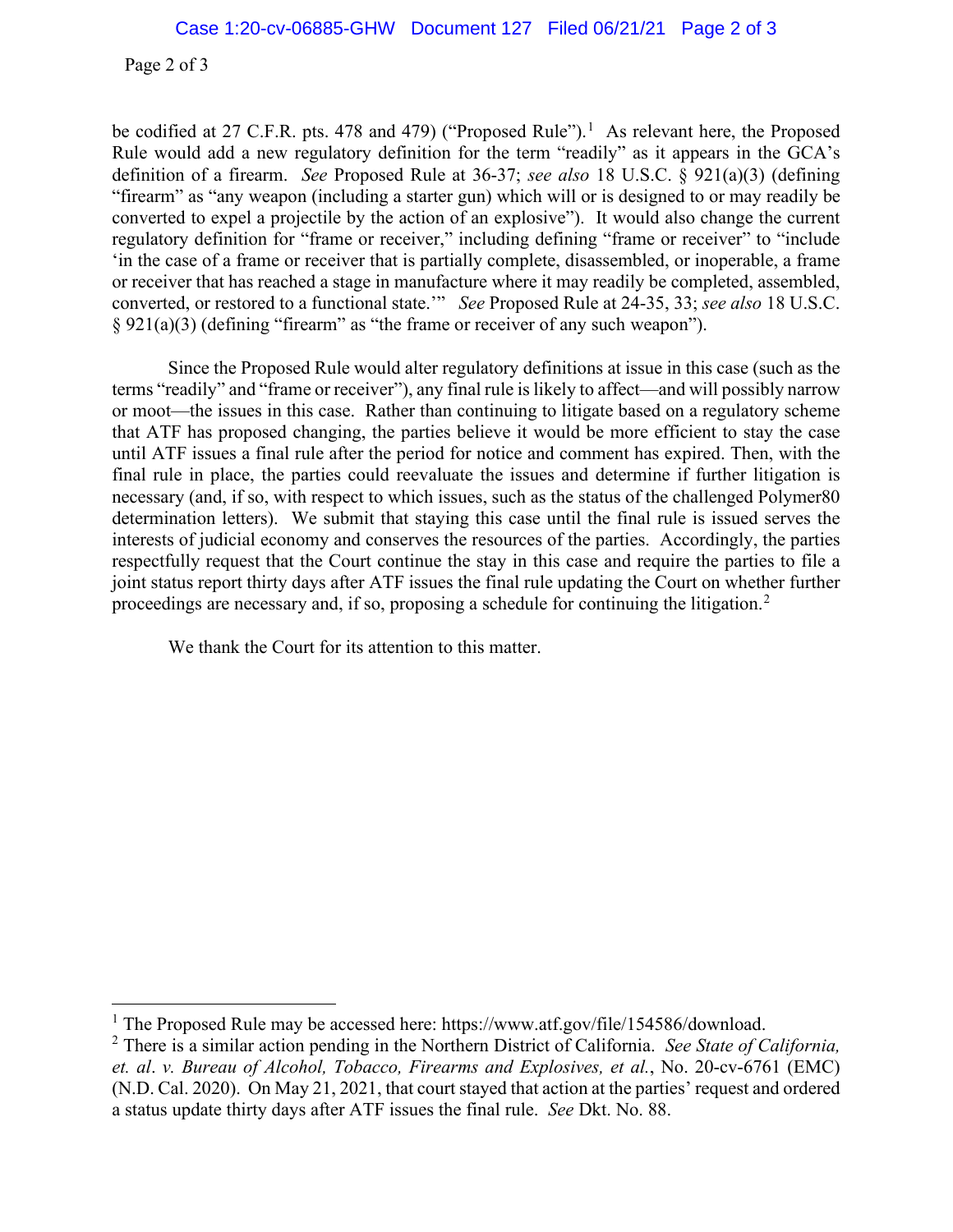be codified at 27 C.F.R. pts. 478 and 479) ("Proposed Rule").[1] As relevant here, the Proposed Rule would add a new regulatory definition for the term "readily" as it appears in the GCA's definition of a firearm. *See* Proposed Rule at 36-37; *see also* 18 U.S.C. § 921(a)(3) (defining "firearm" as "any weapon (including a starter gun) which will or is designed to or may readily be converted to expel a projectile by the action of an explosive"). It would also change the current regulatory definition for "frame or receiver," including defining "frame or receiver" to "include 'in the case of a frame or receiver that is partially complete, disassembled, or inoperable, a frame or receiver that has reached a stage in manufacture where it may readily be completed, assembled, converted, or restored to a functional state.'" *See* Proposed Rule at 24-35, 33; *see also* 18 U.S.C. § 921(a)(3) (defining "firearm" as "the frame or receiver of any such weapon").

Since the Proposed Rule would alter regulatory definitions at issue in this case (such as the terms "readily" and "frame or receiver"), any final rule is likely to affect—and will possibly narrow or moot—the issues in this case. Rather than continuing to litigate based on a regulatory scheme that ATF has proposed changing, the parties believe it would be more efficient to stay the case until ATF issues a final rule after the period for notice and comment has expired. Then, with the final rule in place, the parties could reevaluate the issues and determine if further litigation is necessary (and, if so, with respect to which issues, such as the status of the challenged Polymer80 determination letters). We submit that staying this case until the final rule is issued serves the interests of judicial economy and conserves the resources of the parties. Accordingly, the parties respectfully request that the Court continue the stay in this case and require the parties to file a joint status report thirty days after ATF issues the final rule updating the Court on whether further proceedings are necessary and, if so, proposing a schedule for continuing the litigation.[2]

We thank the Court for its attention to this matter.

---

[1] The Proposed Rule may be accessed here: https://www.atf.gov/file/154586/download.

[2] There is a similar action pending in the Northern District of California. *See State of California, et. al. v. Bureau of Alcohol, Tobacco, Firearms and Explosives, et al.*, No. 20-cv-6761 (EMC) (N.D. Cal. 2020). On May 21, 2021, that court stayed that action at the parties' request and ordered a status update thirty days after ATF issues the final rule. *See* Dkt. No. 88.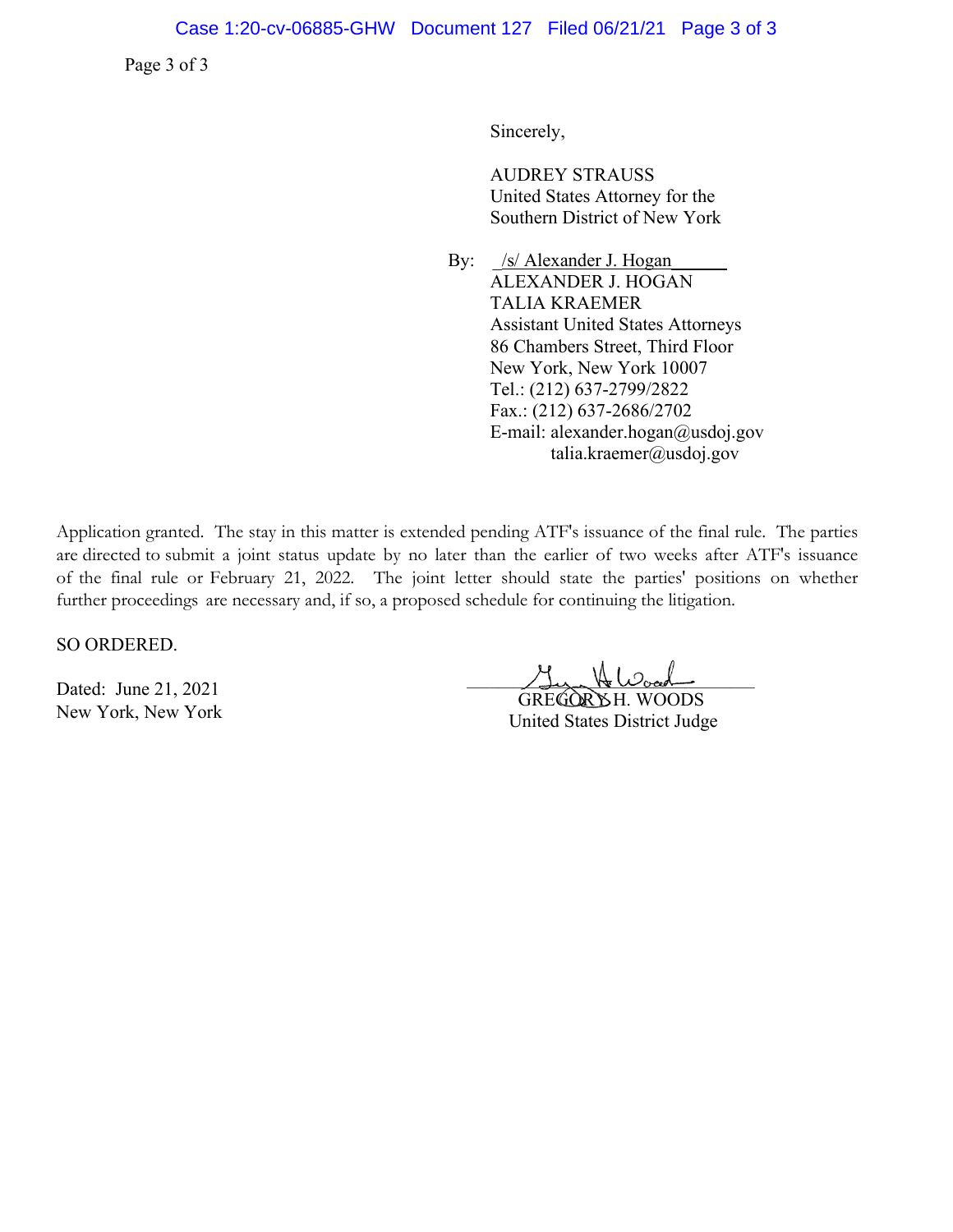Sincerely,

AUDREY STRAUSS
United States Attorney for the
Southern District of New York

By: /s/ Alexander J. Hogan
ALEXANDER J. HOGAN
TALIA KRAEMER
Assistant United States Attorneys
86 Chambers Street, Third Floor
New York, New York 10007
Tel.: (212) 637-2799/2822
Fax.: (212) 637-2686/2702
E-mail: alexander.hogan@usdoj.gov
talia.kraemer@usdoj.gov

Application granted. The stay in this matter is extended pending ATF's issuance of the final rule. The parties are directed to submit a joint status update by no later than the earlier of two weeks after ATF's issuance of the final rule or February 21, 2022. The joint letter should state the parties' positions on whether further proceedings are necessary and, if so, a proposed schedule for continuing the litigation.

SO ORDERED.

Dated: June 21, 2021
New York, New York

GREGORY H. WOODS
United States District Judge